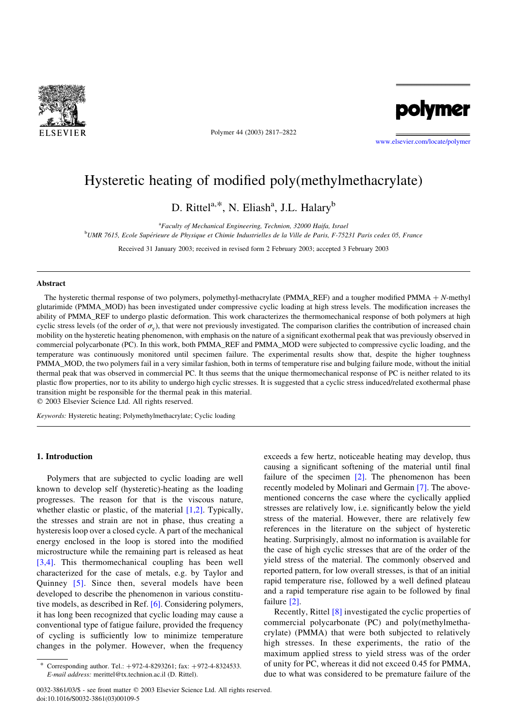# Hysteretic heating of modified poly(methylmethacrylate)

D. Rittel[a,*], N. Eliash[a], J.L. Halary[b]

[a]*Faculty of Mechanical Engineering, Technion, 32000 Haifa, Israel*

[b]*UMR 7615, Ecole Supérieure de Physique et Chimie Industrielles de la Ville de Paris, F-75231 Paris cedex 05, France*

Received 31 January 2003; received in revised form 2 February 2003; accepted 3 February 2003

## Abstract

The hysteretic thermal response of two polymers, polymethyl-methacrylate (PMMA_REF) and a tougher modified PMMA + *N*-methyl glutarimide (PMMA_MOD) has been investigated under compressive cyclic loading at high stress levels. The modification increases the ability of PMMA_REF to undergo plastic deformation. This work characterizes the thermomechanical response of both polymers at high cyclic stress levels (of the order of $\sigma_y$), that were not previously investigated. The comparison clarifies the contribution of increased chain mobility on the hysteretic heating phenomenon, with emphasis on the nature of a significant exothermal peak that was previously observed in commercial polycarbonate (PC). In this work, both PMMA_REF and PMMA_MOD were subjected to compressive cyclic loading, and the temperature was continuously monitored until specimen failure. The experimental results show that, despite the higher toughness PMMA_MOD, the two polymers fail in a very similar fashion, both in terms of temperature rise and bulging failure mode, without the initial thermal peak that was observed in commercial PC. It thus seems that the unique thermomechanical response of PC is neither related to its plastic flow properties, nor to its ability to undergo high cyclic stresses. It is suggested that a cyclic stress induced/related exothermal phase transition might be responsible for the thermal peak in this material.

© 2003 Elsevier Science Ltd. All rights reserved.

*Keywords:* Hysteretic heating; Polymethylmethacrylate; Cyclic loading

## 1. Introduction

Polymers that are subjected to cyclic loading are well known to develop self (hysteretic)-heating as the loading progresses. The reason for that is the viscous nature, whether elastic or plastic, of the material [1,2]. Typically, the stresses and strain are not in phase, thus creating a hysteresis loop over a closed cycle. A part of the mechanical energy enclosed in the loop is stored into the modified microstructure while the remaining part is released as heat [3,4]. This thermomechanical coupling has been well characterized for the case of metals, e.g. by Taylor and Quinney [5]. Since then, several models have been developed to describe the phenomenon in various constitutive models, as described in Ref. [6]. Considering polymers, it has long been recognized that cyclic loading may cause a conventional type of fatigue failure, provided the frequency of cycling is sufficiently low to minimize temperature changes in the polymer. However, when the frequency exceeds a few hertz, noticeable heating may develop, thus causing a significant softening of the material until final failure of the specimen [2]. The phenomenon has been recently modeled by Molinari and Germain [7]. The above-mentioned concerns the case where the cyclically applied stresses are relatively low, i.e. significantly below the yield stress of the material. However, there are relatively few references in the literature on the subject of hysteretic heating. Surprisingly, almost no information is available for the case of high cyclic stresses that are of the order of the yield stress of the material. The commonly observed and reported pattern, for low overall stresses, is that of an initial rapid temperature rise, followed by a well defined plateau and a rapid temperature rise again to be followed by final failure [2].

Recently, Rittel [8] investigated the cyclic properties of commercial polycarbonate (PC) and poly(methylmethacrylate) (PMMA) that were both subjected to relatively high stresses. In these experiments, the ratio of the maximum applied stress to yield stress was of the order of unity for PC, whereas it did not exceed 0.45 for PMMA, due to what was considered to be premature failure of the

* Corresponding author. Tel.: +972-4-8293261; fax: +972-4-8324533. *E-mail address:* merittel@tx.technion.ac.il (D. Rittel).

0032-3861/03/$ - see front matter © 2003 Elsevier Science Ltd. All rights reserved.
doi:10.1016/S0032-3861(03)00109-5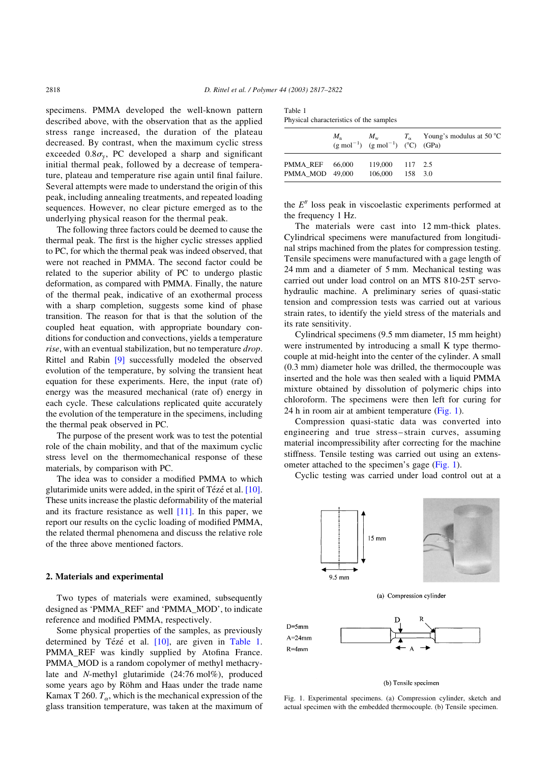specimens. PMMA developed the well-known pattern described above, with the observation that as the applied stress range increased, the duration of the plateau decreased. By contrast, when the maximum cyclic stress exceeded $0.8\sigma_y$, PC developed a sharp and significant initial thermal peak, followed by a decrease of temperature, plateau and temperature rise again until final failure. Several attempts were made to understand the origin of this peak, including annealing treatments, and repeated loading sequences. However, no clear picture emerged as to the underlying physical reason for the thermal peak.

The following three factors could be deemed to cause the thermal peak. The first is the higher cyclic stresses applied to PC, for which the thermal peak was indeed observed, that were not reached in PMMA. The second factor could be related to the superior ability of PC to undergo plastic deformation, as compared with PMMA. Finally, the nature of the thermal peak, indicative of an exothermal process with a sharp completion, suggests some kind of phase transition. The reason for that is that the solution of the coupled heat equation, with appropriate boundary conditions for conduction and convections, yields a temperature *rise*, with an eventual stabilization, but no temperature *drop*. Rittel and Rabin [9] successfully modeled the observed evolution of the temperature, by solving the transient heat equation for these experiments. Here, the input (rate of) energy was the measured mechanical (rate of) energy in each cycle. These calculations replicated quite accurately the evolution of the temperature in the specimens, including the thermal peak observed in PC.

The purpose of the present work was to test the potential role of the chain mobility, and that of the maximum cyclic stress level on the thermomechanical response of these materials, by comparison with PC.

The idea was to consider a modified PMMA to which glutarimide units were added, in the spirit of Tézé et al. [10]. These units increase the plastic deformability of the material and its fracture resistance as well [11]. In this paper, we report our results on the cyclic loading of modified PMMA, the related thermal phenomena and discuss the relative role of the three above mentioned factors.

## 2. Materials and experimental

Two types of materials were examined, subsequently designed as 'PMMA_REF' and 'PMMA_MOD', to indicate reference and modified PMMA, respectively.

Some physical properties of the samples, as previously determined by Tézé et al. [10], are given in Table 1. PMMA_REF was kindly supplied by Atofina France. PMMA_MOD is a random copolymer of methyl methacrylate and *N*-methyl glutarimide (24:76 mol%), produced some years ago by Röhm and Haas under the trade name Kamax T 260. $T_\alpha$, which is the mechanical expression of the glass transition temperature, was taken at the maximum of the $E''$ loss peak in viscoelastic experiments performed at the frequency 1 Hz.

Table 1
Physical characteristics of the samples

| | $M_n$ (g mol$^{-1}$) | $M_w$ (g mol$^{-1}$) | $T_\alpha$ (°C) | Young's modulus at 50 °C (GPa) |
|---|---|---|---|---|
| PMMA_REF | 66,000 | 119,000 | 117 | 2.5 |
| PMMA_MOD | 49,000 | 106,000 | 158 | 3.0 |

The materials were cast into 12 mm-thick plates. Cylindrical specimens were manufactured from longitudinal strips machined from the plates for compression testing. Tensile specimens were manufactured with a gage length of 24 mm and a diameter of 5 mm. Mechanical testing was carried out under load control on an MTS 810-25T servo-hydraulic machine. A preliminary series of quasi-static tension and compression tests was carried out at various strain rates, to identify the yield stress of the materials and its rate sensitivity.

Cylindrical specimens (9.5 mm diameter, 15 mm height) were instrumented by introducing a small K type thermocouple at mid-height into the center of the cylinder. A small (0.3 mm) diameter hole was drilled, the thermocouple was inserted and the hole was then sealed with a liquid PMMA mixture obtained by dissolution of polymeric chips into chloroform. The specimens were then left for curing for 24 h in room air at ambient temperature (Fig. 1).

Compression quasi-static data was converted into engineering and true stress–strain curves, assuming material incompressibility after correcting for the machine stiffness. Tensile testing was carried out using an extensometer attached to the specimen's gage (Fig. 1).

Cyclic testing was carried under load control out at a

15 mm
9.5 mm

(a) Compression cylinder

D=5mm
A=24mm
R=4mm

(b) Tensile specimen

Fig. 1. Experimental specimens. (a) Compression cylinder, sketch and actual specimen with the embedded thermocouple. (b) Tensile specimen.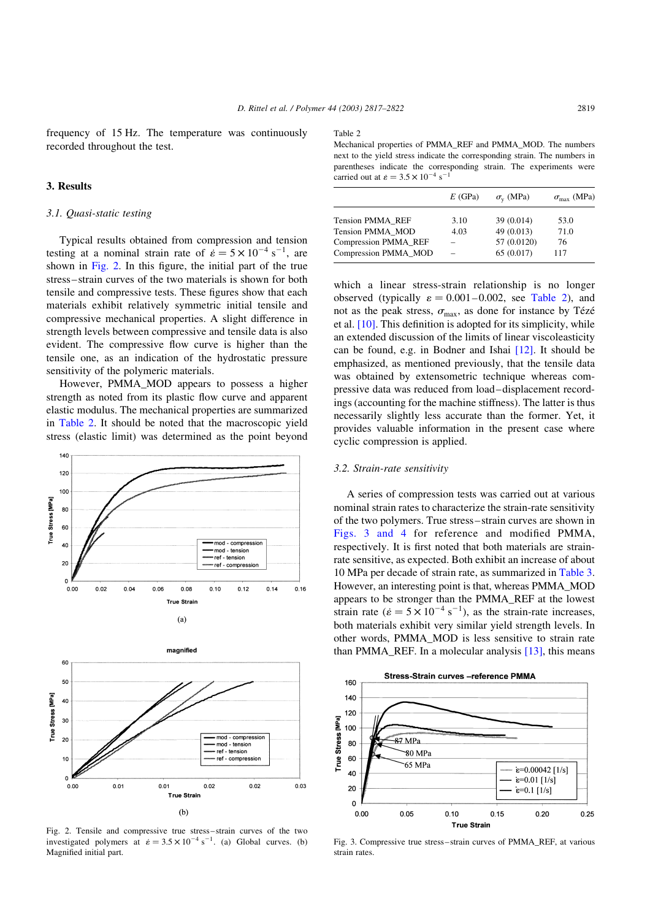frequency of 15 Hz. The temperature was continuously recorded throughout the test.

## 3. Results

### 3.1. Quasi-static testing

Typical results obtained from compression and tension testing at a nominal strain rate of $\dot{\varepsilon} = 5 \times 10^{-4}\ \mathrm{s}^{-1}$, are shown in Fig. 2. In this figure, the initial part of the true stress–strain curves of the two materials is shown for both tensile and compressive tests. These figures show that each materials exhibit relatively symmetric initial tensile and compressive mechanical properties. A slight difference in strength levels between compressive and tensile data is also evident. The compressive flow curve is higher than the tensile one, as an indication of the hydrostatic pressure sensitivity of the polymeric materials.

However, PMMA_MOD appears to possess a higher strength as noted from its plastic flow curve and apparent elastic modulus. The mechanical properties are summarized in Table 2. It should be noted that the macroscopic yield stress (elastic limit) was determined as the point beyond which a linear stress-strain relationship is no longer observed (typically $\varepsilon = 0.001$–$0.002$, see Table 2), and not as the peak stress, $\sigma_{\max}$, as done for instance by Tézé et al. [10]. This definition is adopted for its simplicity, while an extended discussion of the limits of linear viscoelasticity can be found, e.g. in Bodner and Ishai [12]. It should be emphasized, as mentioned previously, that the tensile data was obtained by extensometric technique whereas compressive data was reduced from load–displacement recordings (accounting for the machine stiffness). The latter is thus necessarily slightly less accurate than the former. Yet, it provides valuable information in the present case where cyclic compression is applied.

Table 2
Mechanical properties of PMMA_REF and PMMA_MOD. The numbers next to the yield stress indicate the corresponding strain. The numbers in parentheses indicate the corresponding strain. The experiments were carried out at $\dot{\varepsilon} = 3.5 \times 10^{-4}\ \mathrm{s}^{-1}$

| | $E$ (GPa) | $\sigma_y$ (MPa) | $\sigma_{\max}$ (MPa) |
|---|---|---|---|
| Tension PMMA_REF | 3.10 | 39 (0.014) | 53.0 |
| Tension PMMA_MOD | 4.03 | 49 (0.013) | 71.0 |
| Compression PMMA_REF | – | 57 (0.0120) | 76 |
| Compression PMMA_MOD | – | 65 (0.017) | 117 |

Fig. 2. Tensile and compressive true stress–strain curves of the two investigated polymers at $\dot{\varepsilon} = 3.5 \times 10^{-4}\ \mathrm{s}^{-1}$. (a) Global curves. (b) Magnified initial part.

### 3.2. Strain-rate sensitivity

A series of compression tests was carried out at various nominal strain rates to characterize the strain-rate sensitivity of the two polymers. True stress–strain curves are shown in Figs. 3 and 4 for reference and modified PMMA, respectively. It is first noted that both materials are strain-rate sensitive, as expected. Both exhibit an increase of about 10 MPa per decade of strain rate, as summarized in Table 3. However, an interesting point is that, whereas PMMA_MOD appears to be stronger than the PMMA_REF at the lowest strain rate ($\dot{\varepsilon} = 5 \times 10^{-4}\ \mathrm{s}^{-1}$), as the strain-rate increases, both materials exhibit very similar yield strength levels. In other words, PMMA_MOD is less sensitive to strain rate than PMMA_REF. In a molecular analysis [13], this means

Fig. 3. Compressive true stress–strain curves of PMMA_REF, at various strain rates.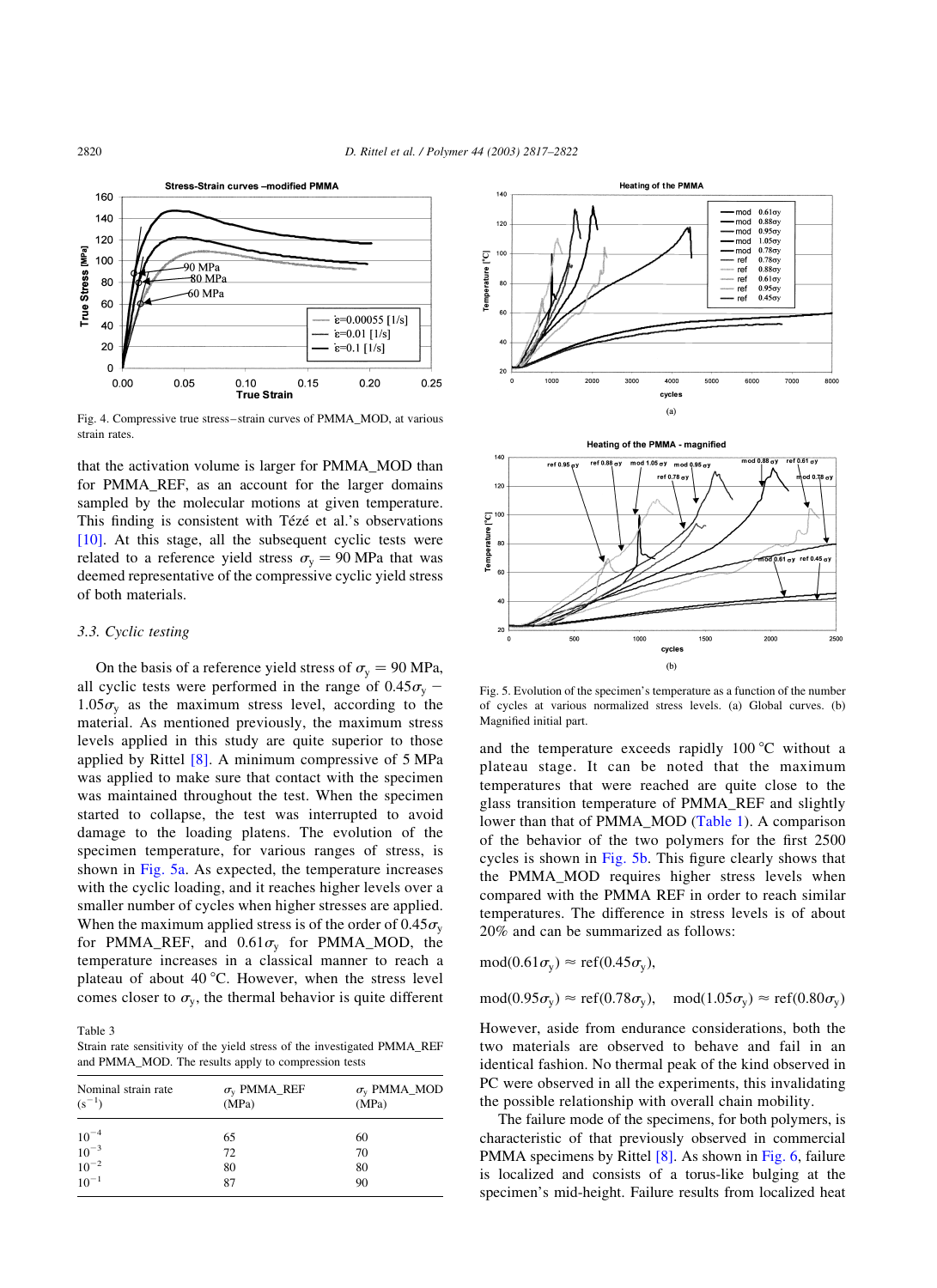Fig. 4. Compressive true stress–strain curves of PMMA_MOD, at various strain rates.

that the activation volume is larger for PMMA_MOD than for PMMA_REF, as an account for the larger domains sampled by the molecular motions at given temperature. This finding is consistent with Tézé et al.'s observations [10]. At this stage, all the subsequent cyclic tests were related to a reference yield stress $\sigma_y = 90$ MPa that was deemed representative of the compressive cyclic yield stress of both materials.

### 3.3. Cyclic testing

On the basis of a reference yield stress of $\sigma_y = 90$ MPa, all cyclic tests were performed in the range of $0.45\sigma_y - 1.05\sigma_y$ as the maximum stress level, according to the material. As mentioned previously, the maximum stress levels applied in this study are quite superior to those applied by Rittel [8]. A minimum compressive of 5 MPa was applied to make sure that contact with the specimen was maintained throughout the test. When the specimen started to collapse, the test was interrupted to avoid damage to the loading platens. The evolution of the specimen temperature, for various ranges of stress, is shown in Fig. 5a. As expected, the temperature increases with the cyclic loading, and it reaches higher levels over a smaller number of cycles when higher stresses are applied. When the maximum applied stress is of the order of $0.45\sigma_y$ for PMMA_REF, and $0.61\sigma_y$ for PMMA_MOD, the temperature increases in a classical manner to reach a plateau of about 40 °C. However, when the stress level comes closer to $\sigma_y$, the thermal behavior is quite different and the temperature exceeds rapidly 100 °C without a plateau stage. It can be noted that the maximum temperatures that were reached are quite close to the glass transition temperature of PMMA_REF and slightly lower than that of PMMA_MOD (Table 1). A comparison of the behavior of the two polymers for the first 2500 cycles is shown in Fig. 5b. This figure clearly shows that the PMMA_MOD requires higher stress levels when compared with the PMMA REF in order to reach similar temperatures. The difference in stress levels is of about 20% and can be summarized as follows:

$$\text{mod}(0.61\sigma_y) \approx \text{ref}(0.45\sigma_y),$$

$$\text{mod}(0.95\sigma_y) \approx \text{ref}(0.78\sigma_y), \quad \text{mod}(1.05\sigma_y) \approx \text{ref}(0.80\sigma_y)$$

However, aside from endurance considerations, both the two materials are observed to behave and fail in an identical fashion. No thermal peak of the kind observed in PC were observed in all the experiments, this invalidating the possible relationship with overall chain mobility.

The failure mode of the specimens, for both polymers, is characteristic of that previously observed in commercial PMMA specimens by Rittel [8]. As shown in Fig. 6, failure is localized and consists of a torus-like bulging at the specimen's mid-height. Failure results from localized heat

Table 3
Strain rate sensitivity of the yield stress of the investigated PMMA_REF and PMMA_MOD. The results apply to compression tests

| Nominal strain rate ($s^{-1}$) | $\sigma_y$ PMMA_REF (MPa) | $\sigma_y$ PMMA_MOD (MPa) |
|---|---|---|
| $10^{-4}$ | 65 | 60 |
| $10^{-3}$ | 72 | 70 |
| $10^{-2}$ | 80 | 80 |
| $10^{-1}$ | 87 | 90 |

Fig. 5. Evolution of the specimen's temperature as a function of the number of cycles at various normalized stress levels. (a) Global curves. (b) Magnified initial part.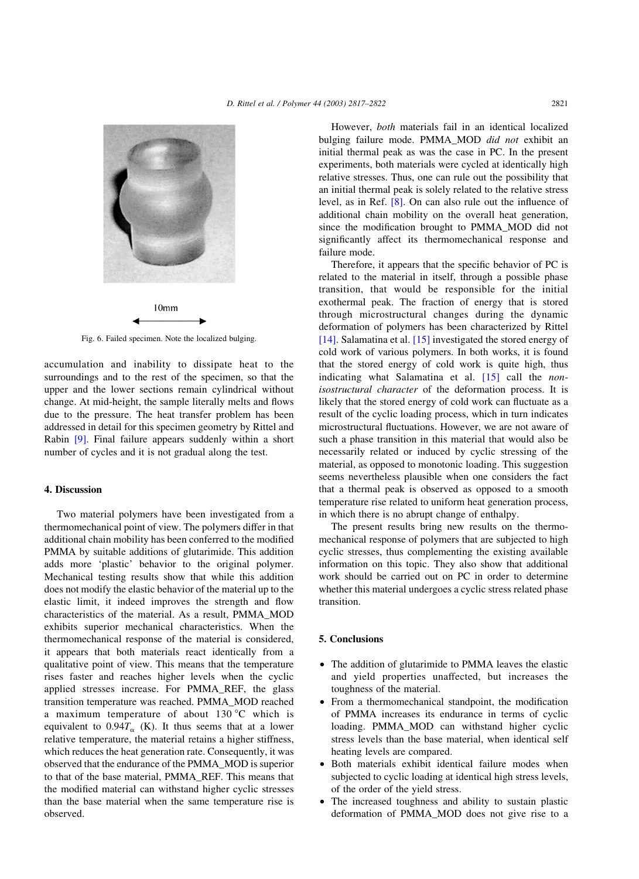Fig. 6. Failed specimen. Note the localized bulging.

accumulation and inability to dissipate heat to the surroundings and to the rest of the specimen, so that the upper and the lower sections remain cylindrical without change. At mid-height, the sample literally melts and flows due to the pressure. The heat transfer problem has been addressed in detail for this specimen geometry by Rittel and Rabin [9]. Final failure appears suddenly within a short number of cycles and it is not gradual along the test.

## 4. Discussion

Two material polymers have been investigated from a thermomechanical point of view. The polymers differ in that additional chain mobility has been conferred to the modified PMMA by suitable additions of glutarimide. This addition adds more 'plastic' behavior to the original polymer. Mechanical testing results show that while this addition does not modify the elastic behavior of the material up to the elastic limit, it indeed improves the strength and flow characteristics of the material. As a result, PMMA_MOD exhibits superior mechanical characteristics. When the thermomechanical response of the material is considered, it appears that both materials react identically from a qualitative point of view. This means that the temperature rises faster and reaches higher levels when the cyclic applied stresses increase. For PMMA_REF, the glass transition temperature was reached. PMMA_MOD reached a maximum temperature of about 130 °C which is equivalent to $0.94T_\alpha$ (K). It thus seems that at a lower relative temperature, the material retains a higher stiffness, which reduces the heat generation rate. Consequently, it was observed that the endurance of the PMMA_MOD is superior to that of the base material, PMMA_REF. This means that the modified material can withstand higher cyclic stresses than the base material when the same temperature rise is observed.

However, *both* materials fail in an identical localized bulging failure mode. PMMA_MOD *did not* exhibit an initial thermal peak as was the case in PC. In the present experiments, both materials were cycled at identically high relative stresses. Thus, one can rule out the possibility that an initial thermal peak is solely related to the relative stress level, as in Ref. [8]. On can also rule out the influence of additional chain mobility on the overall heat generation, since the modification brought to PMMA_MOD did not significantly affect its thermomechanical response and failure mode.

Therefore, it appears that the specific behavior of PC is related to the material in itself, through a possible phase transition, that would be responsible for the initial exothermal peak. The fraction of energy that is stored through microstructural changes during the dynamic deformation of polymers has been characterized by Rittel [14]. Salamatina et al. [15] investigated the stored energy of cold work of various polymers. In both works, it is found that the stored energy of cold work is quite high, thus indicating what Salamatina et al. [15] call the *non-isostructural character* of the deformation process. It is likely that the stored energy of cold work can fluctuate as a result of the cyclic loading process, which in turn indicates microstructural fluctuations. However, we are not aware of such a phase transition in this material that would also be necessarily related or induced by cyclic stressing of the material, as opposed to monotonic loading. This suggestion seems nevertheless plausible when one considers the fact that a thermal peak is observed as opposed to a smooth temperature rise related to uniform heat generation process, in which there is no abrupt change of enthalpy.

The present results bring new results on the thermomechanical response of polymers that are subjected to high cyclic stresses, thus complementing the existing available information on this topic. They also show that additional work should be carried out on PC in order to determine whether this material undergoes a cyclic stress related phase transition.

## 5. Conclusions

- The addition of glutarimide to PMMA leaves the elastic and yield properties unaffected, but increases the toughness of the material.
- From a thermomechanical standpoint, the modification of PMMA increases its endurance in terms of cyclic loading. PMMA_MOD can withstand higher cyclic stress levels than the base material, when identical self heating levels are compared.
- Both materials exhibit identical failure modes when subjected to cyclic loading at identical high stress levels, of the order of the yield stress.
- The increased toughness and ability to sustain plastic deformation of PMMA_MOD does not give rise to a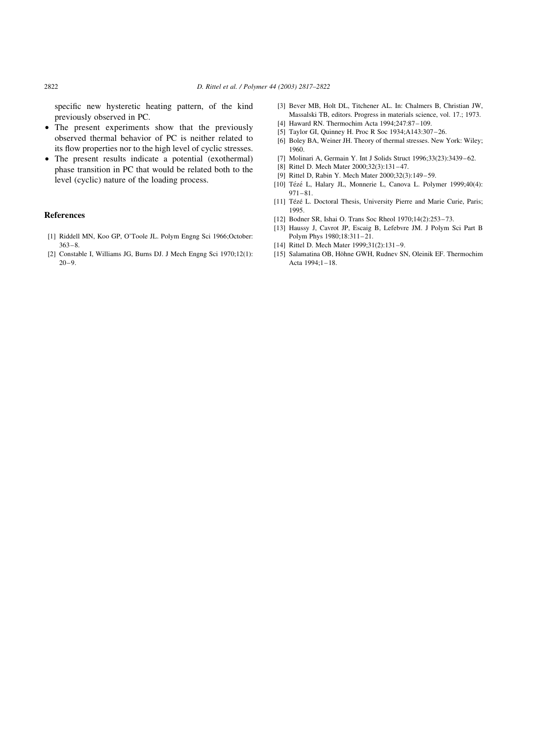specific new hysteretic heating pattern, of the kind previously observed in PC.

- The present experiments show that the previously observed thermal behavior of PC is neither related to its flow properties nor to the high level of cyclic stresses.
- The present results indicate a potential (exothermal) phase transition in PC that would be related both to the level (cyclic) nature of the loading process.

## References

[1] Riddell MN, Koo GP, O'Toole JL. Polym Engng Sci 1966;October: 363–8.

[2] Constable I, Williams JG, Burns DJ. J Mech Engng Sci 1970;12(1): 20–9.

[3] Bever MB, Holt DL, Titchener AL. In: Chalmers B, Christian JW, Massalski TB, editors. Progress in materials science, vol. 17.; 1973.

[4] Haward RN. Thermochim Acta 1994;247:87–109.

[5] Taylor GI, Quinney H. Proc R Soc 1934;A143:307–26.

[6] Boley BA, Weiner JH. Theory of thermal stresses. New York: Wiley; 1960.

[7] Molinari A, Germain Y. Int J Solids Struct 1996;33(23):3439–62.

[8] Rittel D. Mech Mater 2000;32(3):131–47.

[9] Rittel D, Rabin Y. Mech Mater 2000;32(3):149–59.

[10] Tézé L, Halary JL, Monnerie L, Canova L. Polymer 1999;40(4): 971–81.

[11] Tézé L. Doctoral Thesis, University Pierre and Marie Curie, Paris; 1995.

[12] Bodner SR, Ishai O. Trans Soc Rheol 1970;14(2):253–73.

[13] Haussy J, Cavrot JP, Escaig B, Lefebvre JM. J Polym Sci Part B Polym Phys 1980;18:311–21.

[14] Rittel D. Mech Mater 1999;31(2):131–9.

[15] Salamatina OB, Höhne GWH, Rudnev SN, Oleinik EF. Thermochim Acta 1994;1–18.